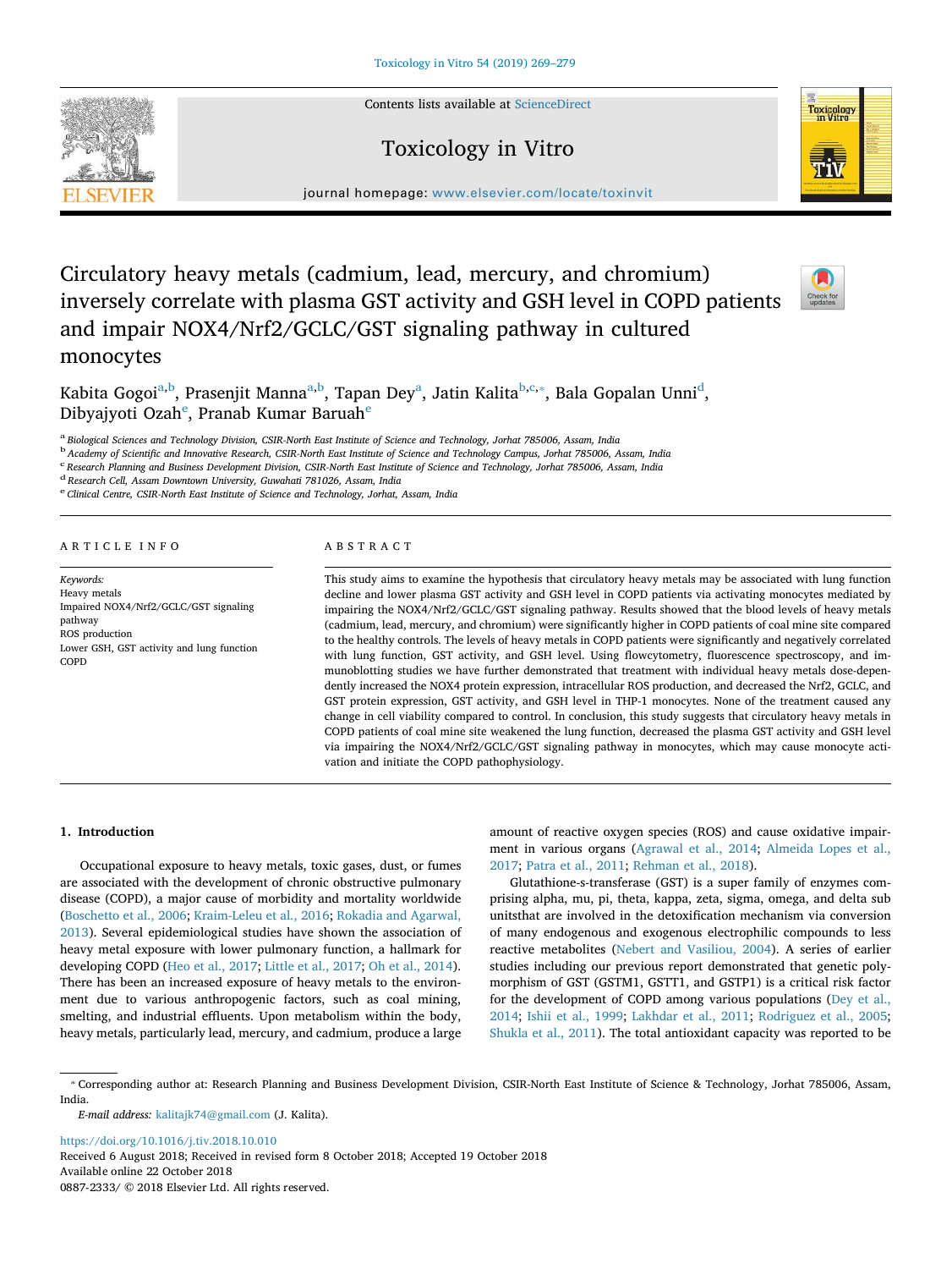# Circulatory heavy metals (cadmium, lead, mercury, and chromium) inversely correlate with plasma GST activity and GSH level in COPD patients and impair NOX4/Nrf2/GCLC/GST signaling pathway in cultured monocytes

Kabita Gogoi[a,b], Prasenjit Manna[a,b], Tapan Dey[a], Jatin Kalita[b,c,*], Bala Gopalan Unni[d], Dibyajyoti Ozah[e], Pranab Kumar Baruah[e]

[a] Biological Sciences and Technology Division, CSIR-North East Institute of Science and Technology, Jorhat 785006, Assam, India
[b] Academy of Scientific and Innovative Research, CSIR-North East Institute of Science and Technology Campus, Jorhat 785006, Assam, India
[c] Research Planning and Business Development Division, CSIR-North East Institute of Science and Technology, Jorhat 785006, Assam, India
[d] Research Cell, Assam Downtown University, Guwahati 781026, Assam, India
[e] Clinical Centre, CSIR-North East Institute of Science and Technology, Jorhat, Assam, India

## ARTICLE INFO

*Keywords:*
Heavy metals
Impaired NOX4/Nrf2/GCLC/GST signaling pathway
ROS production
Lower GSH, GST activity and lung function
COPD

## ABSTRACT

This study aims to examine the hypothesis that circulatory heavy metals may be associated with lung function decline and lower plasma GST activity and GSH level in COPD patients via activating monocytes mediated by impairing the NOX4/Nrf2/GCLC/GST signaling pathway. Results showed that the blood levels of heavy metals (cadmium, lead, mercury, and chromium) were significantly higher in COPD patients of coal mine site compared to the healthy controls. The levels of heavy metals in COPD patients were significantly and negatively correlated with lung function, GST activity, and GSH level. Using flowcytometry, fluorescence spectroscopy, and immunoblotting studies we have further demonstrated that treatment with individual heavy metals dose-dependently increased the NOX4 protein expression, intracellular ROS production, and decreased the Nrf2, GCLC, and GST protein expression, GST activity, and GSH level in THP-1 monocytes. None of the treatment caused any change in cell viability compared to control. In conclusion, this study suggests that circulatory heavy metals in COPD patients of coal mine site weakened the lung function, decreased the plasma GST activity and GSH level via impairing the NOX4/Nrf2/GCLC/GST signaling pathway in monocytes, which may cause monocyte activation and initiate the COPD pathophysiology.

## 1. Introduction

Occupational exposure to heavy metals, toxic gases, dust, or fumes are associated with the development of chronic obstructive pulmonary disease (COPD), a major cause of morbidity and mortality worldwide (Boschetto et al., 2006; Kraim-Leleu et al., 2016; Rokadia and Agarwal, 2013). Several epidemiological studies have shown the association of heavy metal exposure with lower pulmonary function, a hallmark for developing COPD (Heo et al., 2017; Little et al., 2017; Oh et al., 2014). There has been an increased exposure of heavy metals to the environment due to various anthropogenic factors, such as coal mining, smelting, and industrial effluents. Upon metabolism within the body, heavy metals, particularly lead, mercury, and cadmium, produce a large amount of reactive oxygen species (ROS) and cause oxidative impairment in various organs (Agrawal et al., 2014; Almeida Lopes et al., 2017; Patra et al., 2011; Rehman et al., 2018).

Glutathione-s-transferase (GST) is a super family of enzymes comprising alpha, mu, pi, theta, kappa, zeta, sigma, omega, and delta sub unitsthat are involved in the detoxification mechanism via conversion of many endogenous and exogenous electrophilic compounds to less reactive metabolites (Nebert and Vasiliou, 2004). A series of earlier studies including our previous report demonstrated that genetic polymorphism of GST (GSTM1, GSTT1, and GSTP1) is a critical risk factor for the development of COPD among various populations (Dey et al., 2014; Ishii et al., 1999; Lakhdar et al., 2011; Rodriguez et al., 2005; Shukla et al., 2011). The total antioxidant capacity was reported to be

* Corresponding author at: Research Planning and Business Development Division, CSIR-North East Institute of Science & Technology, Jorhat 785006, Assam, India.
*E-mail address:* kalitajk74@gmail.com (J. Kalita).

https://doi.org/10.1016/j.tiv.2018.10.010
Received 6 August 2018; Received in revised form 8 October 2018; Accepted 19 October 2018
Available online 22 October 2018
0887-2333/ © 2018 Elsevier Ltd. All rights reserved.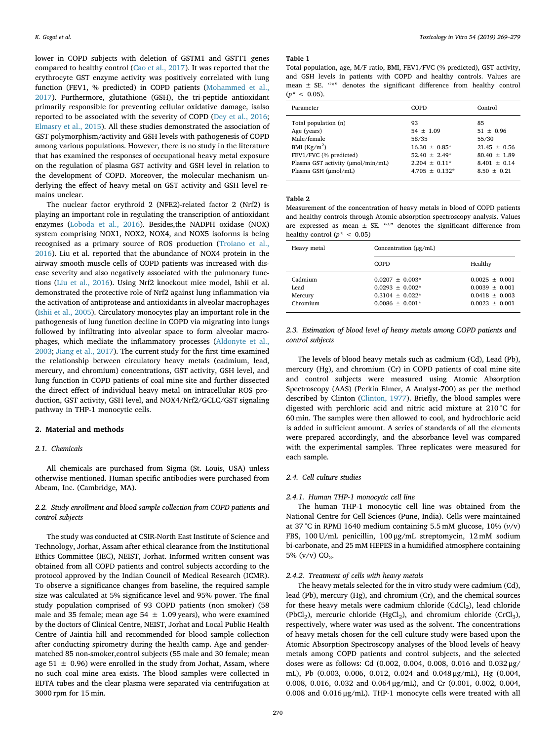lower in COPD subjects with deletion of GSTM1 and GSTT1 genes compared to healthy control (Cao et al., 2017). It was reported that the erythrocyte GST enzyme activity was positively correlated with lung function (FEV1, % predicted) in COPD patients (Mohammed et al., 2017). Furthermore, glutathione (GSH), the tri-peptide antioxidant primarily responsible for preventing cellular oxidative damage, isalso reported to be associated with the severity of COPD (Dey et al., 2016; Elmasry et al., 2015). All these studies demonstrated the association of GST polymorphism/activity and GSH levels with pathogenesis of COPD among various populations. However, there is no study in the literature that has examined the responses of occupational heavy metal exposure on the regulation of plasma GST activity and GSH level in relation to the development of COPD. Moreover, the molecular mechanism underlying the effect of heavy metal on GST activity and GSH level remains unclear.

The nuclear factor erythroid 2 (NFE2)-related factor 2 (Nrf2) is playing an important role in regulating the transcription of antioxidant enzymes (Loboda et al., 2016). Besides,the NADPH oxidase (NOX) system comprising NOX1, NOX2, NOX4, and NOX5 isoforms is being recognised as a primary source of ROS production (Troiano et al., 2016). Liu et al. reported that the abundance of NOX4 protein in the airway smooth muscle cells of COPD patients was increased with disease severity and also negatively associated with the pulmonary functions (Liu et al., 2016). Using Nrf2 knockout mice model, Ishii et al. demonstrated the protective role of Nrf2 against lung inflammation via the activation of antiprotease and antioxidants in alveolar macrophages (Ishii et al., 2005). Circulatory monocytes play an important role in the pathogenesis of lung function decline in COPD via migrating into lungs followed by infiltrating into alveolar space to form alveolar macrophages, which mediate the inflammatory processes (Aldonyte et al., 2003; Jiang et al., 2017). The current study for the first time examined the relationship between circulatory heavy metals (cadmium, lead, mercury, and chromium) concentrations, GST activity, GSH level, and lung function in COPD patients of coal mine site and further dissected the direct effect of individual heavy metal on intracellular ROS production, GST activity, GSH level, and NOX4/Nrf2/GCLC/GST signaling pathway in THP-1 monocytic cells.

## 2. Material and methods

### 2.1. Chemicals

All chemicals are purchased from Sigma (St. Louis, USA) unless otherwise mentioned. Human specific antibodies were purchased from Abcam, Inc. (Cambridge, MA).

### 2.2. Study enrollment and blood sample collection from COPD patients and control subjects

The study was conducted at CSIR-North East Institute of Science and Technology, Jorhat, Assam after ethical clearance from the Institutional Ethics Committee (IEC), NEIST, Jorhat. Informed written consent was obtained from all COPD patients and control subjects according to the protocol approved by the Indian Council of Medical Research (ICMR). To observe a significance changes from baseline, the required sample size was calculated at 5% significance level and 95% power. The final study population comprised of 93 COPD patients (non smoker) (58 male and 35 female; mean age 54 ± 1.09 years), who were examined by the doctors of Clinical Centre, NEIST, Jorhat and Local Public Health Centre of Jaintia hill and recommended for blood sample collection after conducting spirometry during the health camp. Age and gender-matched 85 non-smoker,control subjects (55 male and 30 female; mean age 51 ± 0.96) were enrolled in the study from Jorhat, Assam, where no such coal mine area exists. The blood samples were collected in EDTA tubes and the clear plasma were separated via centrifugation at 3000 rpm for 15 min.

**Table 1**
Total population, age, M/F ratio, BMI, FEV1/FVC (% predicted), GST activity, and GSH levels in patients with COPD and healthy controls. Values are mean ± SE. "*" denotes the significant difference from healthy control ($p^* < 0.05$).

| Parameter | COPD | Control |
|---|---|---|
| Total population (n) | 93 | 85 |
| Age (years) | 54 ± 1.09 | 51 ± 0.96 |
| Male/female | 58/35 | 55/30 |
| BMI (Kg/m$^2$) | 16.30 ± 0.85* | 21.45 ± 0.56 |
| FEV1/FVC (% predicted) | 52.40 ± 2.49* | 80.40 ± 1.89 |
| Plasma GST activity (μmol/min/mL) | 2.204 ± 0.11* | 8.401 ± 0.14 |
| Plasma GSH (μmol/mL) | 4.705 ± 0.132* | 8.50 ± 0.21 |

**Table 2**
Measurement of the concentration of heavy metals in blood of COPD patients and healthy controls through Atomic absorption spectroscopy analysis. Values are expressed as mean ± SE. "*" denotes the significant difference from healthy control ($p^* < 0.05$)

| Heavy metal | Concentration (μg/mL) | |
|---|---|---|
| | COPD | Healthy |
| Cadmium | 0.0207 ± 0.003* | 0.0025 ± 0.001 |
| Lead | 0.0293 ± 0.002* | 0.0039 ± 0.001 |
| Mercury | 0.3104 ± 0.022* | 0.0418 ± 0.003 |
| Chromium | 0.0086 ± 0.001* | 0.0023 ± 0.001 |

### 2.3. Estimation of blood level of heavy metals among COPD patients and control subjects

The levels of blood heavy metals such as cadmium (Cd), Lead (Pb), mercury (Hg), and chromium (Cr) in COPD patients of coal mine site and control subjects were measured using Atomic Absorption Spectroscopy (AAS) (Perkin Elmer, A Analyst-700) as per the method described by Clinton (Clinton, 1977). Briefly, the blood samples were digested with perchloric acid and nitric acid mixture at 210 °C for 60 min. The samples were then allowed to cool, and hydrochloric acid is added in sufficient amount. A series of standards of all the elements were prepared accordingly, and the absorbance level was compared with the experimental samples. Three replicates were measured for each sample.

### 2.4. Cell culture studies

#### 2.4.1. Human THP-1 monocytic cell line

The human THP-1 monocytic cell line was obtained from the National Centre for Cell Sciences (Pune, India). Cells were maintained at 37 °C in RPMI 1640 medium containing 5.5 mM glucose, 10% (*v*/v) FBS, 100 U/mL penicillin, 100 μg/mL streptomycin, 12 mM sodium bi-carbonate, and 25 mM HEPES in a humidified atmosphere containing 5% (v/v) $CO_2$.

#### 2.4.2. Treatment of cells with heavy metals

The heavy metals selected for the in vitro study were cadmium (Cd), lead (Pb), mercury (Hg), and chromium (Cr), and the chemical sources for these heavy metals were cadmium chloride ($CdCl_2$), lead chloride ($PbCl_2$), mercuric chloride ($HgCl_2$), and chromium chloride ($CrCl_3$), respectively, where water was used as the solvent. The concentrations of heavy metals chosen for the cell culture study were based upon the Atomic Absorption Spectroscopy analyses of the blood levels of heavy metals among COPD patients and control subjects, and the selected doses were as follows: Cd (0.002, 0.004, 0.008, 0.016 and 0.032 μg/mL), Pb (0.003, 0.006, 0.012, 0.024 and 0.048 μg/mL), Hg (0.004, 0.008, 0.016, 0.032 and 0.064 μg/mL), and Cr (0.001, 0.002, 0.004, 0.008 and 0.016 μg/mL). THP-1 monocyte cells were treated with all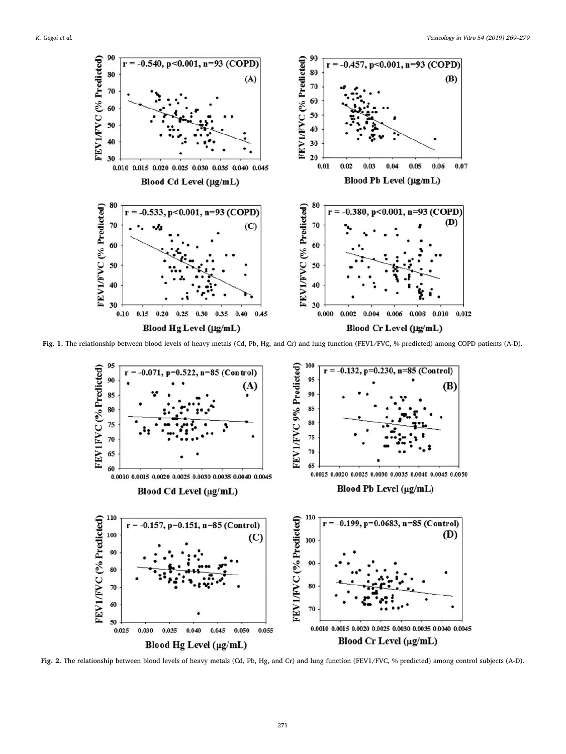Fig. 1. The relationship between blood levels of heavy metals (Cd, Pb, Hg, and Cr) and lung function (FEV1/FVC, % predicted) among COPD patients (A-D).

Fig. 2. The relationship between blood levels of heavy metals (Cd, Pb, Hg, and Cr) and lung function (FEV1/FVC, % predicted) among control subjects (A-D).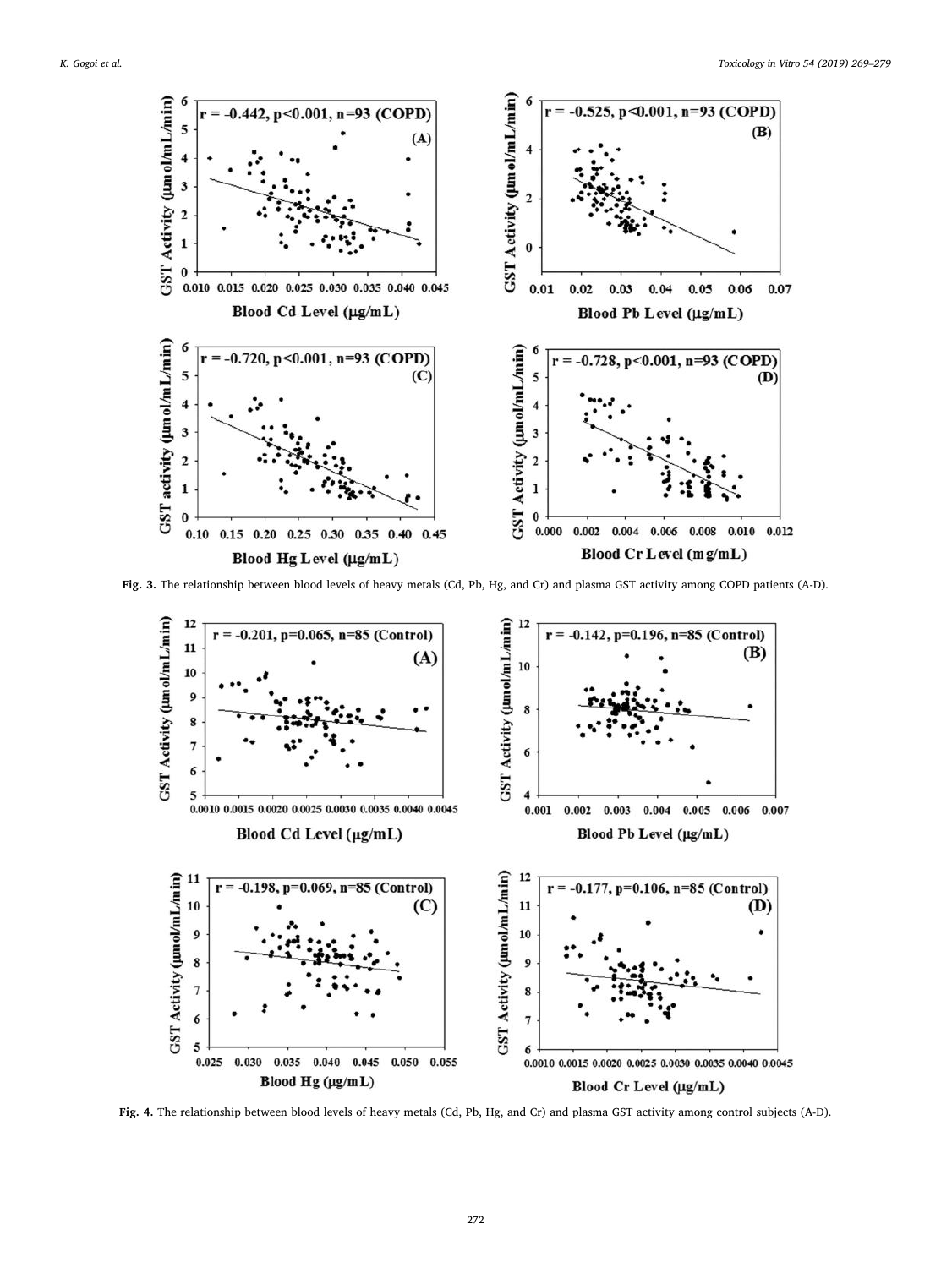Fig. 3. The relationship between blood levels of heavy metals (Cd, Pb, Hg, and Cr) and plasma GST activity among COPD patients (A-D).

Fig. 4. The relationship between blood levels of heavy metals (Cd, Pb, Hg, and Cr) and plasma GST activity among control subjects (A-D).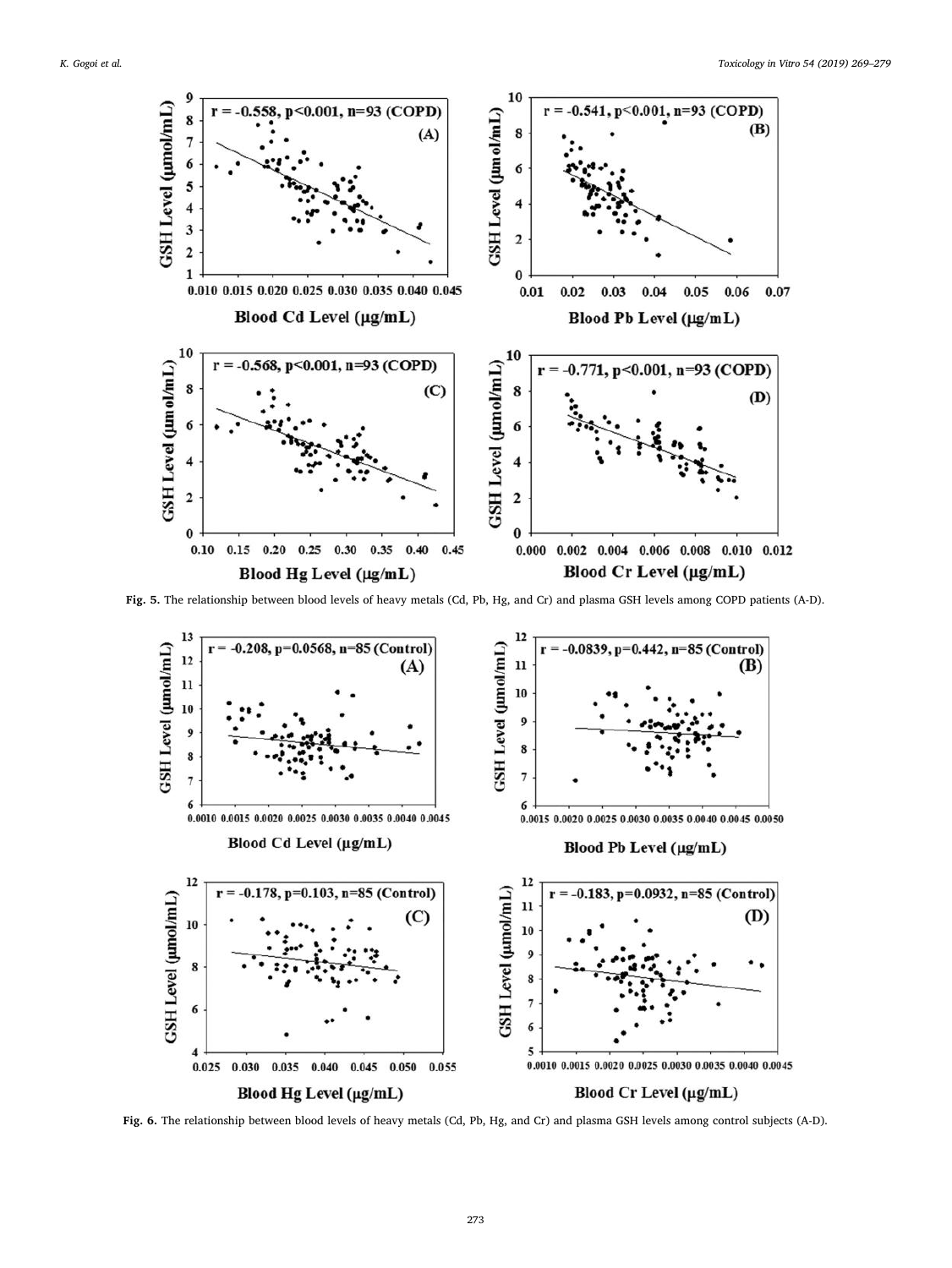Fig. 5. The relationship between blood levels of heavy metals (Cd, Pb, Hg, and Cr) and plasma GSH levels among COPD patients (A-D).

Fig. 6. The relationship between blood levels of heavy metals (Cd, Pb, Hg, and Cr) and plasma GSH levels among control subjects (A-D).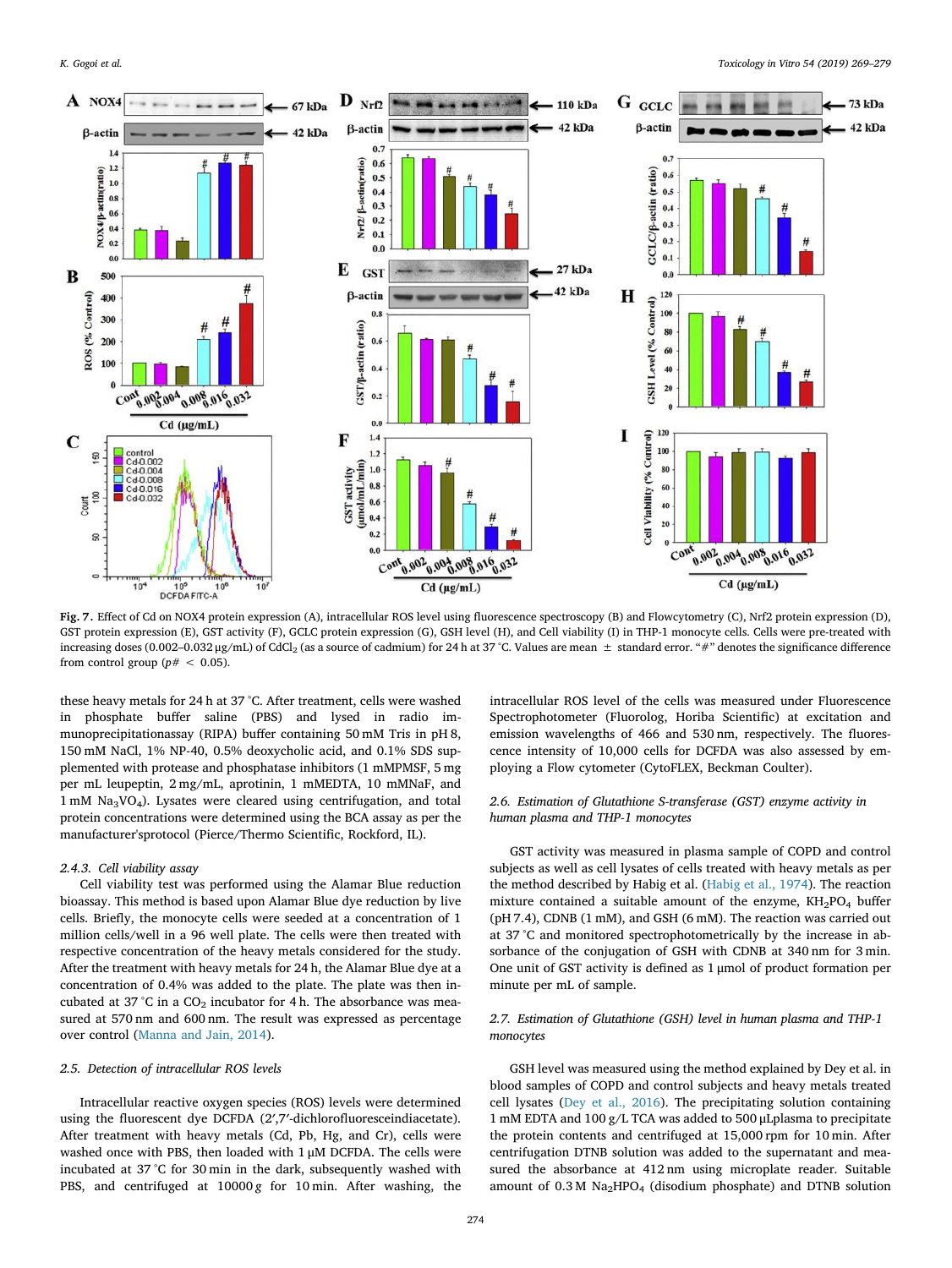**Fig. 7.** Effect of Cd on NOX4 protein expression (A), intracellular ROS level using fluorescence spectroscopy (B) and Flowcytometry (C), Nrf2 protein expression (D), GST protein expression (E), GST activity (F), GCLC protein expression (G), GSH level (H), and Cell viability (I) in THP-1 monocyte cells. Cells were pre-treated with increasing doses (0.002–0.032 μg/mL) of $CdCl_2$ (as a source of cadmium) for 24 h at 37 °C. Values are mean ± standard error. "#" denotes the significance difference from control group ($p\# < 0.05$).

these heavy metals for 24 h at 37 °C. After treatment, cells were washed in phosphate buffer saline (PBS) and lysed in radio immunoprecipitationassay (RIPA) buffer containing 50 mM Tris in pH 8, 150 mM NaCl, 1% NP-40, 0.5% deoxycholic acid, and 0.1% SDS supplemented with protease and phosphatase inhibitors (1 mMPMSF, 5 mg per mL leupeptin, 2 mg/mL, aprotinin, 1 mMEDTA, 10 mMNaF, and 1 mM $Na_3VO_4$). Lysates were cleared using centrifugation, and total protein concentrations were determined using the BCA assay as per the manufacturer'sprotocol (Pierce/Thermo Scientific, Rockford, IL).

#### 2.4.3. Cell viability assay

Cell viability test was performed using the Alamar Blue reduction bioassay. This method is based upon Alamar Blue dye reduction by live cells. Briefly, the monocyte cells were seeded at a concentration of 1 million cells/well in a 96 well plate. The cells were then treated with respective concentration of the heavy metals considered for the study. After the treatment with heavy metals for 24 h, the Alamar Blue dye at a concentration of 0.4% was added to the plate. The plate was then incubated at 37 °C in a $CO_2$ incubator for 4 h. The absorbance was measured at 570 nm and 600 nm. The result was expressed as percentage over control (Manna and Jain, 2014).

### 2.5. Detection of intracellular ROS levels

Intracellular reactive oxygen species (ROS) levels were determined using the fluorescent dye DCFDA (2′,7′-dichlorofluoresceindiacetate). After treatment with heavy metals (Cd, Pb, Hg, and Cr), cells were washed once with PBS, then loaded with 1 μM DCFDA. The cells were incubated at 37 °C for 30 min in the dark, subsequently washed with PBS, and centrifuged at 10000 g for 10 min. After washing, the intracellular ROS level of the cells was measured under Fluorescence Spectrophotometer (Fluorolog, Horiba Scientific) at excitation and emission wavelengths of 466 and 530 nm, respectively. The fluorescence intensity of 10,000 cells for DCFDA was also assessed by employing a Flow cytometer (CytoFLEX, Beckman Coulter).

### 2.6. Estimation of Glutathione S-transferase (GST) enzyme activity in human plasma and THP-1 monocytes

GST activity was measured in plasma sample of COPD and control subjects as well as cell lysates of cells treated with heavy metals as per the method described by Habig et al. (Habig et al., 1974). The reaction mixture contained a suitable amount of the enzyme, $KH_2PO_4$ buffer (pH 7.4), CDNB (1 mM), and GSH (6 mM). The reaction was carried out at 37 °C and monitored spectrophotometrically by the increase in absorbance of the conjugation of GSH with CDNB at 340 nm for 3 min. One unit of GST activity is defined as 1 μmol of product formation per minute per mL of sample.

### 2.7. Estimation of Glutathione (GSH) level in human plasma and THP-1 monocytes

GSH level was measured using the method explained by Dey et al. in blood samples of COPD and control subjects and heavy metals treated cell lysates (Dey et al., 2016). The precipitating solution containing 1 mM EDTA and 100 g/L TCA was added to 500 μLplasma to precipitate the protein contents and centrifuged at 15,000 rpm for 10 min. After centrifugation DTNB solution was added to the supernatant and measured the absorbance at 412 nm using microplate reader. Suitable amount of 0.3 M $Na_2HPO_4$ (disodium phosphate) and DTNB solution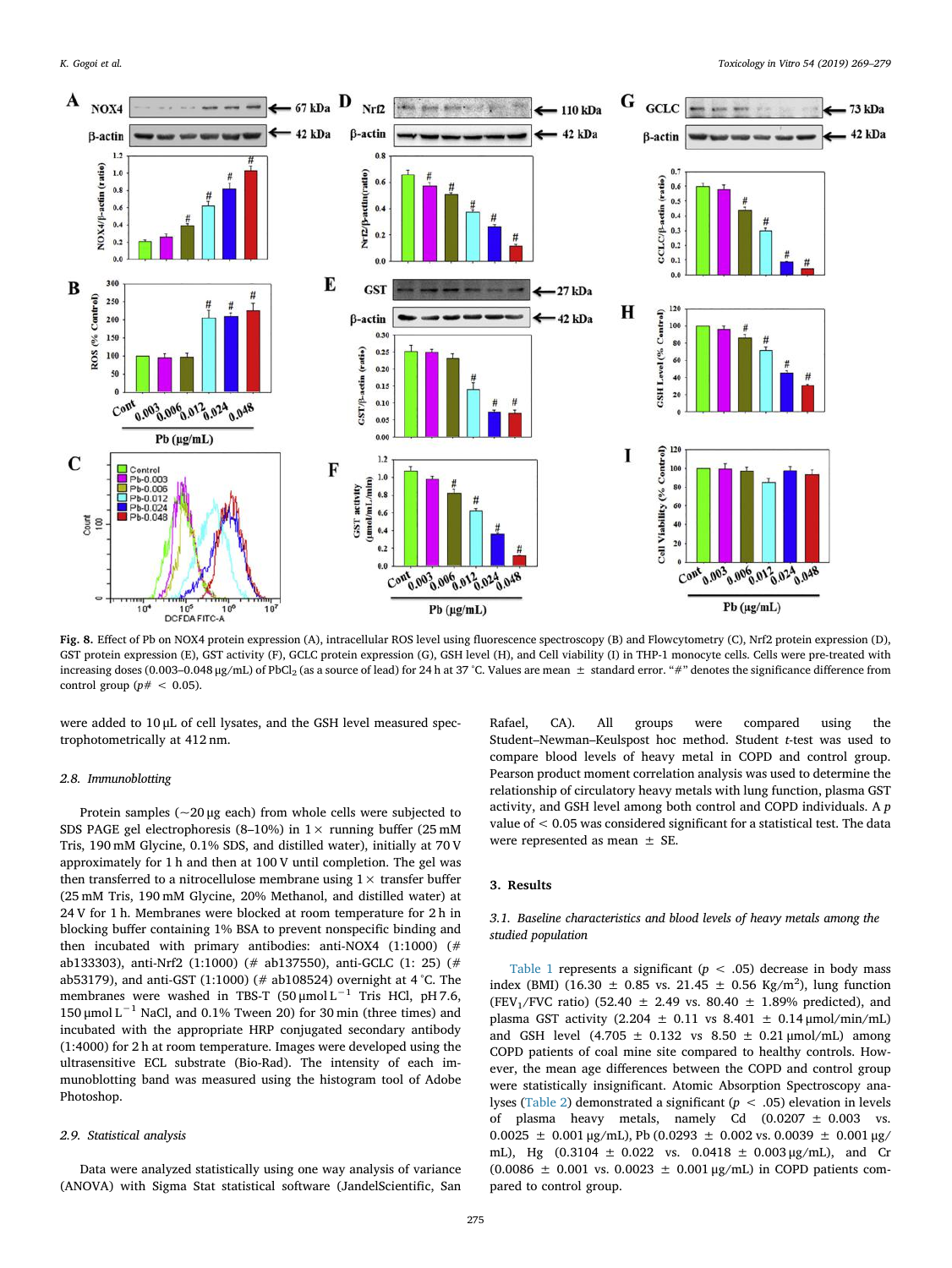**Fig. 8.** Effect of Pb on NOX4 protein expression (A), intracellular ROS level using fluorescence spectroscopy (B) and Flowcytometry (C), Nrf2 protein expression (D), GST protein expression (E), GST activity (F), GCLC protein expression (G), GSH level (H), and Cell viability (I) in THP-1 monocyte cells. Cells were pre-treated with increasing doses (0.003–0.048 μg/mL) of $PbCl_2$ (as a source of lead) for 24 h at 37 °C. Values are mean ± standard error. "#" denotes the significance difference from control group ($p\# < 0.05$).

were added to 10 μL of cell lysates, and the GSH level measured spectrophotometrically at 412 nm.

### 2.8. Immunoblotting

Protein samples (~20 μg each) from whole cells were subjected to SDS PAGE gel electrophoresis (8–10%) in 1× running buffer (25 mM Tris, 190 mM Glycine, 0.1% SDS, and distilled water), initially at 70 V approximately for 1 h and then at 100 V until completion. The gel was then transferred to a nitrocellulose membrane using 1× transfer buffer (25 mM Tris, 190 mM Glycine, 20% Methanol, and distilled water) at 24 V for 1 h. Membranes were blocked at room temperature for 2 h in blocking buffer containing 1% BSA to prevent nonspecific binding and then incubated with primary antibodies: anti-NOX4 (1:1000) (# ab133303), anti-Nrf2 (1:1000) (# ab137550), anti-GCLC (1: 25) (# ab53179), anti-GST (1:1000) (# ab108524) overnight at 4 °C. The membranes were washed in TBS-T (50 μmol $L^{-1}$ Tris HCl, pH 7.6, 150 μmol $L^{-1}$ NaCl, and 0.1% Tween 20) for 30 min (three times) and incubated with the appropriate HRP conjugated secondary antibody (1:4000) for 2 h at room temperature. Images were developed using the ultrasensitive ECL substrate (Bio-Rad). The intensity of each immunoblotting band was measured using the histogram tool of Adobe Photoshop.

### 2.9. Statistical analysis

Data were analyzed statistically using one way analysis of variance (ANOVA) with Sigma Stat statistical software (JandelScientific, San Rafael, CA). All groups were compared using the Student–Newman–Keulspost hoc method. Student *t*-test was used to compare blood levels of heavy metal in COPD and control group. Pearson product moment correlation analysis was used to determine the relationship of circulatory heavy metals with lung function, plasma GST activity, and GSH level among both control and COPD individuals. A *p* value of < 0.05 was considered significant for a statistical test. The data were represented as mean ± SE.

## 3. Results

### 3.1. Baseline characteristics and blood levels of heavy metals among the studied population

Table 1 represents a significant ($p < .05$) decrease in body mass index (BMI) (16.30 ± 0.85 vs. 21.45 ± 0.56 Kg/$m^2$), lung function ($FEV_1$/FVC ratio) (52.40 ± 2.49 vs. 80.40 ± 1.89% predicted), and plasma GST activity (2.204 ± 0.11 vs 8.401 ± 0.14 μmol/min/mL) and GSH level (4.705 ± 0.132 vs 8.50 ± 0.21 μmol/mL) among COPD patients of coal mine site compared to healthy controls. However, the mean age differences between the COPD and control group were statistically insignificant. Atomic Absorption Spectroscopy analyses (Table 2) demonstrated a significant ($p < .05$) elevation in levels of plasma heavy metals, namely Cd (0.0207 ± 0.003 vs. 0.0025 ± 0.001 μg/mL), Pb (0.0293 ± 0.002 vs. 0.0039 ± 0.001 μg/mL), Hg (0.3104 ± 0.022 vs. 0.0418 ± 0.003 μg/mL), and Cr (0.0086 ± 0.001 vs. 0.0023 ± 0.001 μg/mL) in COPD patients compared to control group.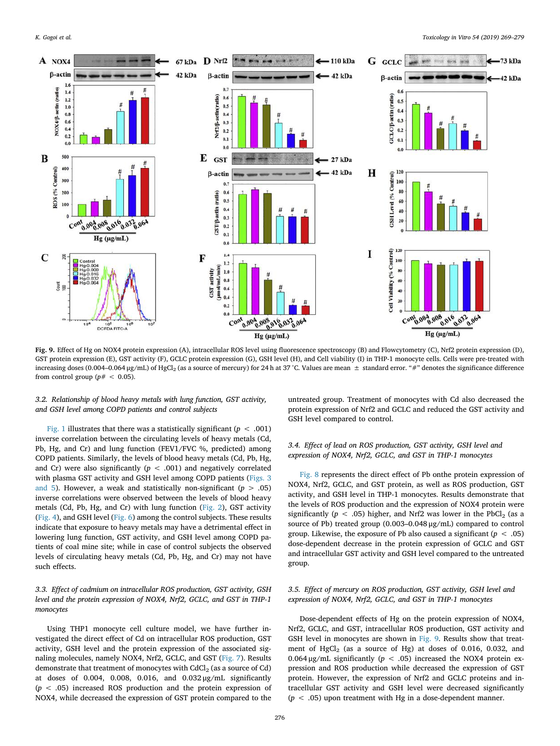**Fig. 9.** Effect of Hg on NOX4 protein expression (A), intracellular ROS level using fluorescence spectroscopy (B) and Flowcytometry (C), Nrf2 protein expression (D), GST protein expression (E), GST activity (F), GCLC protein expression (G), GSH level (H), and Cell viability (I) in THP-1 monocyte cells. Cells were pre-treated with increasing doses (0.004–0.064 μg/mL) of $HgCl_2$ (as a source of mercury) for 24 h at 37 °C. Values are mean ± standard error. "#" denotes the significance difference from control group ($p\# < 0.05$).

### 3.2. Relationship of blood heavy metals with lung function, GST activity, and GSH level among COPD patients and control subjects

Fig. 1 illustrates that there was a statistically significant ($p < .001$) inverse correlation between the circulating levels of heavy metals (Cd, Pb, Hg, and Cr) and lung function (FEV1/FVC %, predicted) among COPD patients. Similarly, the levels of blood heavy metals (Cd, Pb, Hg, and Cr) were also significantly ($p < .001$) and negatively correlated with plasma GST activity and GSH level among COPD patients (Figs. 3 and 5). However, a weak and statistically non-significant ($p > .05$) inverse correlations were observed between the levels of blood heavy metals (Cd, Pb, Hg, and Cr) with lung function (Fig. 2), GST activity (Fig. 4), and GSH level (Fig. 6) among the control subjects. These results indicate that exposure to heavy metals may have a detrimental effect in lowering lung function, GST activity, and GSH level among COPD patients of coal mine site; while in case of control subjects the observed levels of circulating heavy metals (Cd, Pb, Hg, and Cr) may not have such effects.

### 3.3. Effect of cadmium on intracellular ROS production, GST activity, GSH level and the protein expression of NOX4, Nrf2, GCLC, and GST in THP-1 monocytes

Using THP1 monocyte cell culture model, we have further investigated the direct effect of Cd on intracellular ROS production, GST activity, GSH level and the protein expression of the associated signaling molecules, namely NOX4, Nrf2, GCLC, and GST (Fig. 7). Results demonstrate that treatment of monocytes with $CdCl_2$ (as a source of Cd) at doses of 0.004, 0.008, 0.016, and 0.032 μg/mL significantly ($p < .05$) increased ROS production and the protein expression of NOX4, while decreased the expression of GST protein compared to the untreated group. Treatment of monocytes with Cd also decreased the protein expression of Nrf2 and GCLC and reduced the GST activity and GSH level compared to control.

### 3.4. Effect of lead on ROS production, GST activity, GSH level and expression of NOX4, Nrf2, GCLC, and GST in THP-1 monocytes

Fig. 8 represents the direct effect of Pb onthe protein expression of NOX4, Nrf2, GCLC, and GST protein, as well as ROS production, GST activity, and GSH level in THP-1 monocytes. Results demonstrate that the levels of ROS production and the expression of NOX4 protein were significantly ($p < .05$) higher, and Nrf2 was lower in the $PbCl_2$ (as a source of Pb) treated group (0.003–0.048 μg/mL) compared to control group. Likewise, the exposure of Pb also caused a significant ($p < .05$) dose-dependent decrease in the protein expression of GCLC and GST and intracellular GST activity and GSH level compared to the untreated group.

### 3.5. Effect of mercury on ROS production, GST activity, GSH level and expression of NOX4, Nrf2, GCLC, and GST in THP-1 monocytes

Dose-dependent effects of Hg on the protein expression of NOX4, Nrf2, GCLC, and GST, intracellular ROS production, GST activity and GSH level in monocytes are shown in Fig. 9. Results show that treatment of $HgCl_2$ (as a source of Hg) at doses of 0.016, 0.032, and 0.064 μg/mL significantly ($p < .05$) increased the NOX4 protein expression and ROS production while decreased the expression of GST protein. However, the expression of Nrf2 and GCLC proteins and intracellular GST activity and GSH level were decreased significantly ($p < .05$) upon treatment with Hg in a dose-dependent manner.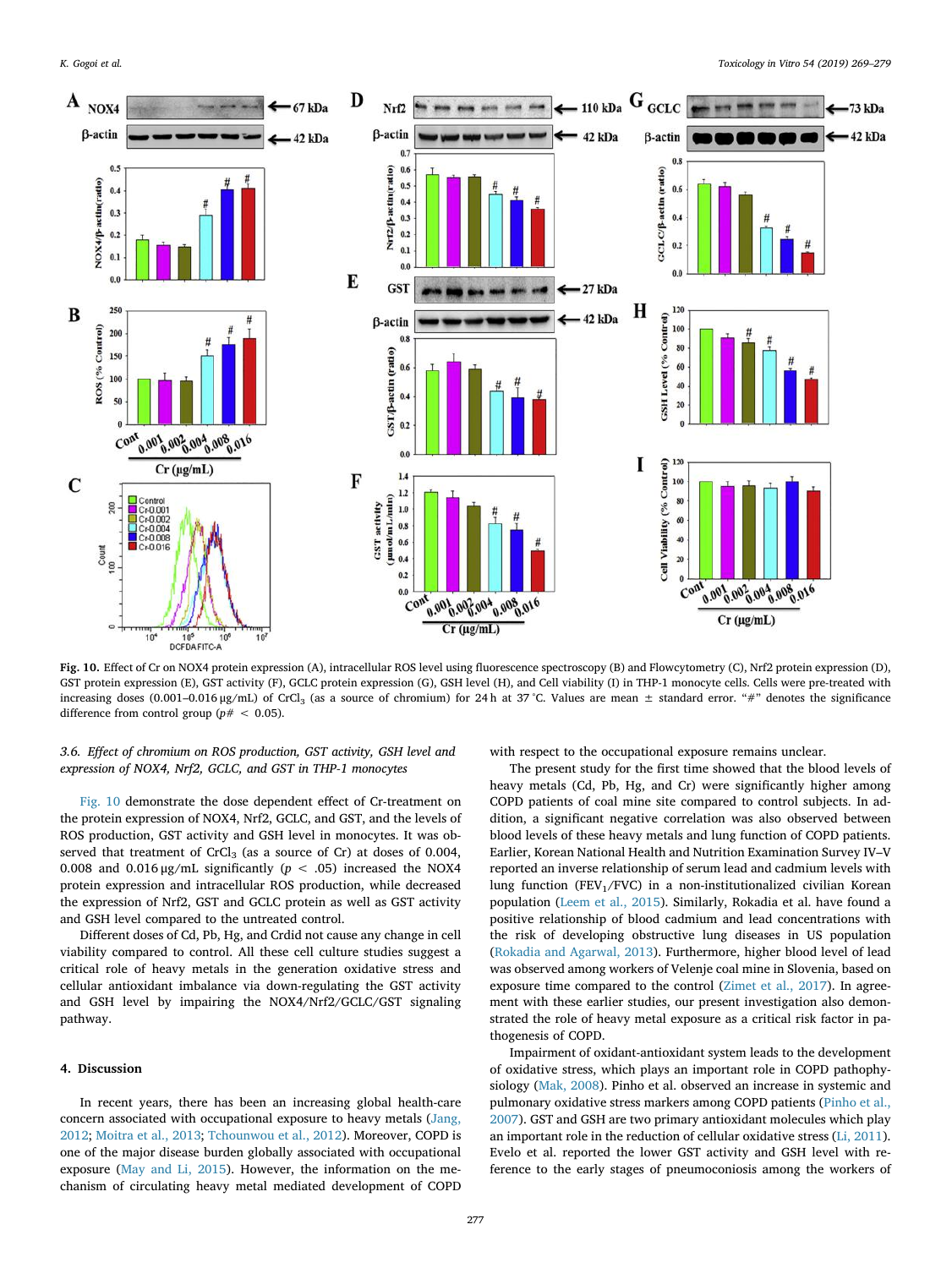**Fig. 10.** Effect of Cr on NOX4 protein expression (A), intracellular ROS level using fluorescence spectroscopy (B) and Flowcytometry (C), Nrf2 protein expression (D), GST protein expression (E), GST activity (F), GCLC protein expression (G), GSH level (H), and Cell viability (I) in THP-1 monocyte cells. Cells were pre-treated with increasing doses (0.001–0.016 μg/mL) of $CrCl_3$ (as a source of chromium) for 24 h at 37 °C. Values are mean ± standard error. "#" denotes the significance difference from control group ($p$# < 0.05).

### 3.6. Effect of chromium on ROS production, GST activity, GSH level and expression of NOX4, Nrf2, GCLC, and GST in THP-1 monocytes

Fig. 10 demonstrate the dose dependent effect of Cr-treatment on the protein expression of NOX4, Nrf2, GCLC, and GST, and the levels of ROS production, GST activity and GSH level in monocytes. It was observed that treatment of $CrCl_3$ (as a source of Cr) at doses of 0.004, 0.008 and 0.016 μg/mL significantly ($p < .05$) increased the NOX4 protein expression and intracellular ROS production, while decreased the expression of Nrf2, GST and GCLC protein as well as GST activity and GSH level compared to the untreated control.

Different doses of Cd, Pb, Hg, and Crdid not cause any change in cell viability compared to control. All these cell culture studies suggest a critical role of heavy metals in the generation oxidative stress and cellular antioxidant imbalance via down-regulating the GST activity and GSH level by impairing the NOX4/Nrf2/GCLC/GST signaling pathway.

## 4. Discussion

In recent years, there has been an increasing global health-care concern associated with occupational exposure to heavy metals (Jang, 2012; Moitra et al., 2013; Tchounwou et al., 2012). Moreover, COPD is one of the major disease burden globally associated with occupational exposure (May and Li, 2015). However, the information on the mechanism of circulating heavy metal mediated development of COPD with respect to the occupational exposure remains unclear.

The present study for the first time showed that the blood levels of heavy metals (Cd, Pb, Hg, and Cr) were significantly higher among COPD patients of coal mine site compared to control subjects. In addition, a significant negative correlation was also observed between blood levels of these heavy metals and lung function of COPD patients. Earlier, Korean National Health and Nutrition Examination Survey IV–V reported an inverse relationship of serum lead and cadmium levels with lung function ($FEV_1$/FVC) in a non-institutionalized civilian Korean population (Leem et al., 2015). Similarly, Rokadia et al. have found a positive relationship of blood cadmium and lead concentrations with the risk of developing obstructive lung diseases in US population (Rokadia and Agarwal, 2013). Furthermore, higher blood level of lead was observed among workers of Velenje coal mine in Slovenia, based on exposure time compared to the control (Zimet et al., 2017). In agreement with these earlier studies, our present investigation also demonstrated the role of heavy metal exposure as a critical risk factor in pathogenesis of COPD.

Impairment of oxidant-antioxidant system leads to the development of oxidative stress, which plays an important role in COPD pathophysiology (Mak, 2008). Pinho et al. observed an increase in systemic and pulmonary oxidative stress markers among COPD patients (Pinho et al., 2007). GST and GSH are two primary antioxidant molecules which play an important role in the reduction of cellular oxidative stress (Li, 2011). Evelo et al. reported the lower GST activity and GSH level with reference to the early stages of pneumoconiosis among the workers of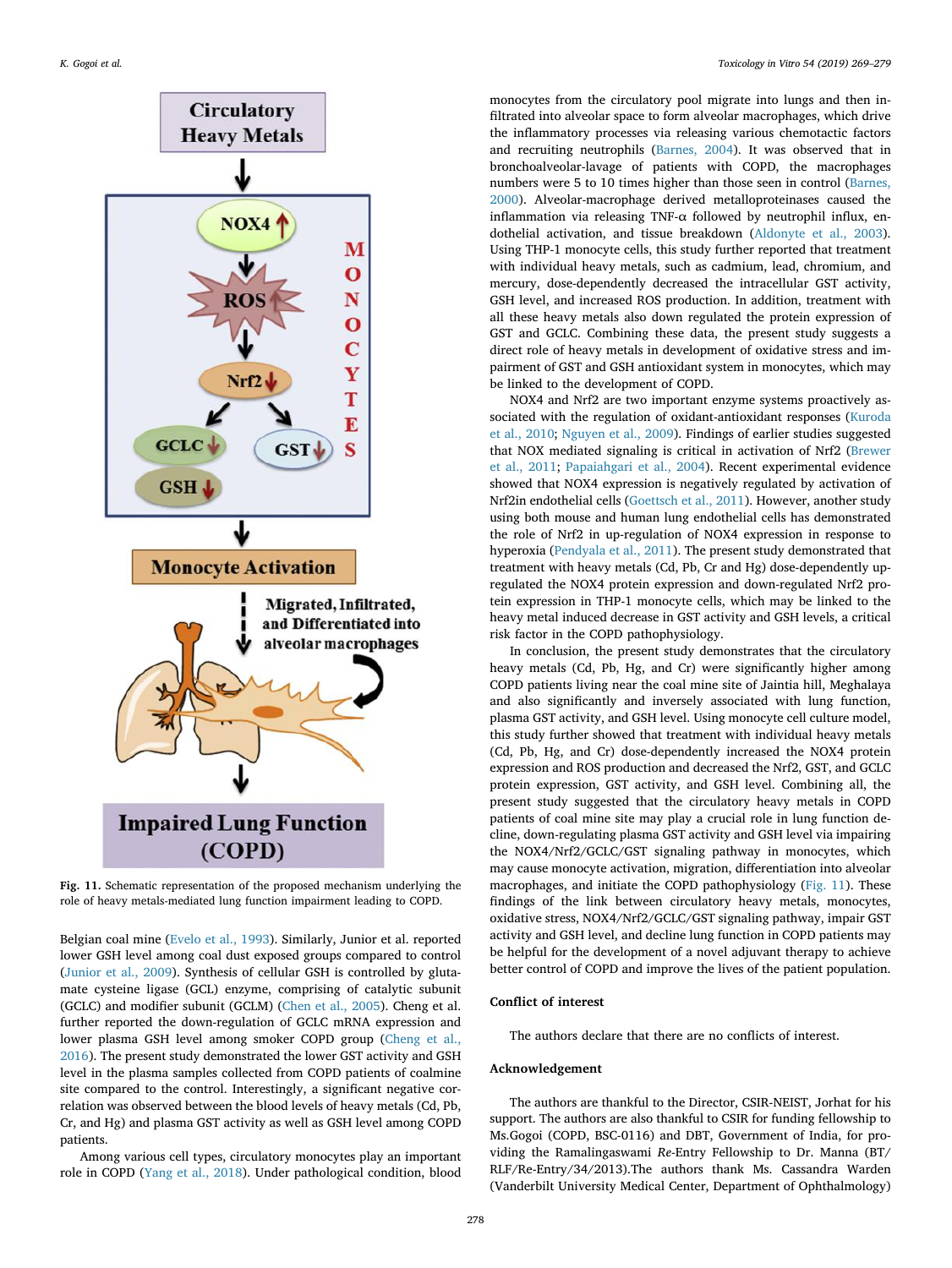Fig. 11. Schematic representation of the proposed mechanism underlying the role of heavy metals-mediated lung function impairment leading to COPD.

Belgian coal mine (Evelo et al., 1993). Similarly, Junior et al. reported lower GSH level among coal dust exposed groups compared to control (Junior et al., 2009). Synthesis of cellular GSH is controlled by glutamate cysteine ligase (GCL) enzyme, comprising of catalytic subunit (GCLC) and modifier subunit (GCLM) (Chen et al., 2005). Cheng et al. further reported the down-regulation of GCLC mRNA expression and lower plasma GSH level among smoker COPD group (Cheng et al., 2016). The present study demonstrated the lower GST activity and GSH level in the plasma samples collected from COPD patients of coalmine site compared to the control. Interestingly, a significant negative correlation was observed between the blood levels of heavy metals (Cd, Pb, Cr, and Hg) and plasma GST activity as well as GSH level among COPD patients.

Among various cell types, circulatory monocytes play an important role in COPD (Yang et al., 2018). Under pathological condition, blood monocytes from the circulatory pool migrate into lungs and then infiltrated into alveolar space to form alveolar macrophages, which drive the inflammatory processes via releasing various chemotactic factors and recruiting neutrophils (Barnes, 2004). It was observed that in bronchoalveolar-lavage of patients with COPD, the macrophages numbers were 5 to 10 times higher than those seen in control (Barnes, 2000). Alveolar-macrophage derived metalloproteinases caused the inflammation via releasing TNF-α followed by neutrophil influx, endothelial activation, and tissue breakdown (Aldonyte et al., 2003). Using THP-1 monocyte cells, this study further reported that treatment with individual heavy metals, such as cadmium, lead, chromium, and mercury, dose-dependently decreased the intracellular GST activity, GSH level, and increased ROS production. In addition, treatment with all these heavy metals also down regulated the protein expression of GST and GCLC. Combining these data, the present study suggests a direct role of heavy metals in development of oxidative stress and impairment of GST and GSH antioxidant system in monocytes, which may be linked to the development of COPD.

NOX4 and Nrf2 are two important enzyme systems proactively associated with the regulation of oxidant-antioxidant responses (Kuroda et al., 2010; Nguyen et al., 2009). Findings of earlier studies suggested that NOX mediated signaling is critical in activation of Nrf2 (Brewer et al., 2011; Papaiahgari et al., 2004). Recent experimental evidence showed that NOX4 expression is negatively regulated by activation of Nrf2in endothelial cells (Goettsch et al., 2011). However, another study using both mouse and human lung endothelial cells has demonstrated the role of Nrf2 in up-regulation of NOX4 expression in response to hyperoxia (Pendyala et al., 2011). The present study demonstrated that treatment with heavy metals (Cd, Pb, Cr and Hg) dose-dependently upregulated the NOX4 protein expression and down-regulated Nrf2 protein expression in THP-1 monocyte cells, which may be linked to the heavy metal induced decrease in GST activity and GSH levels, a critical risk factor in the COPD pathophysiology.

In conclusion, the present study demonstrates that the circulatory heavy metals (Cd, Pb, Hg, and Cr) were significantly higher among COPD patients living near the coal mine site of Jaintia hill, Meghalaya and also significantly and inversely associated with lung function, plasma GST activity, and GSH level. Using monocyte cell culture model, this study further showed that treatment with individual heavy metals (Cd, Pb, Hg, and Cr) dose-dependently increased the NOX4 protein expression and ROS production and decreased the Nrf2, GST, and GCLC protein expression, GST activity, and GSH level. Combining all, the present study suggested that the circulatory heavy metals in COPD patients of coal mine site may play a crucial role in lung function decline, down-regulating plasma GST activity and GSH level via impairing the NOX4/Nrf2/GCLC/GST signaling pathway in monocytes, which may cause monocyte activation, migration, differentiation into alveolar macrophages, and initiate the COPD pathophysiology (Fig. 11). These findings of the link between circulatory heavy metals, monocytes, oxidative stress, NOX4/Nrf2/GCLC/GST signaling pathway, impair GST activity and GSH level, and decline lung function in COPD patients may be helpful for the development of a novel adjuvant therapy to achieve better control of COPD and improve the lives of the patient population.

## Conflict of interest

The authors declare that there are no conflicts of interest.

## Acknowledgement

The authors are thankful to the Director, CSIR-NEIST, Jorhat for his support. The authors are also thankful to CSIR for funding fellowship to Ms.Gogoi (COPD, BSC-0116) and DBT, Government of India, for providing the Ramalingaswami *Re*-Entry Fellowship to Dr. Manna (BT/RLF/Re-Entry/34/2013).The authors thank Ms. Cassandra Warden (Vanderbilt University Medical Center, Department of Ophthalmology)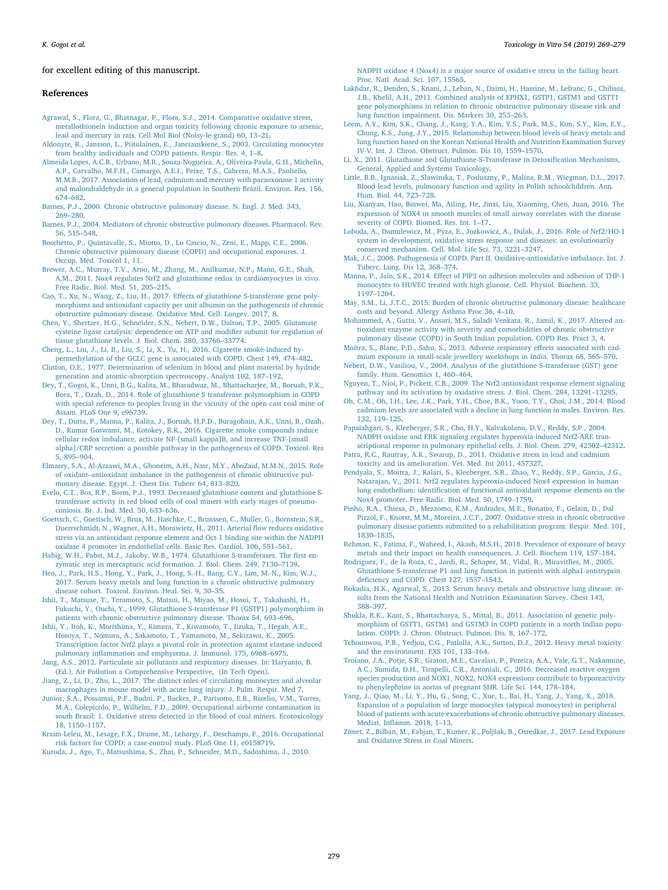for excellent editing of this manuscript.

## References

Agrawal, S., Flora, G., Bhatnagar, P., Flora, S.J., 2014. Comparative oxidative stress, metallothionein induction and organ toxicity following chronic exposure to arsenic, lead and mercury in rats. Cell Mol Biol (Noisy-le-grand) 60, 13–21.

Aldonyte, R., Jansson, L., Piitulainen, E., Janciauskiene, S., 2003. Circulating monocytes from healthy individuals and COPD patients. Respir. Res. 4, 1–8.

Almeida Lopes, A.C.B., Urbano, M.R., Souza-Nogueira, A., Oliveira-Paula, G.H., Michelin, A.P., Carvalho, M.F.H., Camargo, A.E.I., Peixe, T.S., Cabrera, M.A.S., Paoliello, M.M.B., 2017. Association of lead, cadmium and mercury with paraoxonase 1 activity and malondialdehyde in a general population in Southern Brazil. Environ. Res. 156, 674–682.

Barnes, P.J., 2000. Chronic obstructive pulmonary disease. N. Engl. J. Med. 343, 269–280.

Barnes, P.J., 2004. Mediators of chronic obstructive pulmonary diseases. Pharmacol. Rev. 56, 515–548.

Boschetto, P., Quintavalle, S., Miotto, D., Lo Cascio, N., Zeni, E., Mapp, C.E., 2006. Chronic obstructive pulmonary disease (COPD) and occupational exposures. J. Occup. Med. Toxicol 1, 11.

Brewer, A.C., Murray, T.V., Arno, M., Zhang, M., Anilkumar, N.P., Mann, G.E., Shah, A.M., 2011. Nox4 regulates Nrf2 and glutathione redox in cardiomyocytes in vivo. Free Radic. Biol. Med. 51, 205–215.

Cao, T., Xu, N., Wang, Z., Liu, H., 2017. Effects of glutathione S-transferase gene polymorphisms and antioxidant capacity per unit albumin on the pathogenesis of chronic obstructive pulmonary disease. Oxidative Med. Cell. Longev. 2017, 8.

Chen, Y., Shertzer, H.G., Schneider, S.N., Nebert, D.W., Dalton, T.P., 2005. Glutamate cysteine ligase catalysis: dependence on ATP and modifier subunit for regulation of tissue glutathione levels. J. Biol. Chem. 280, 33766–33774.

Cheng, L., Liu, J., Li, B., Liu, S., Li, X., Tu, H., 2016. Cigarette smoke-induced hypermethylation of the GCLC gene is associated with COPD. Chest 149, 474–482.

Clinton, O.E., 1977. Determination of selenium in blood and plant material by hydride generation and atomic-absorption spectroscopy. Analyst 102, 187–192.

Dey, T., Gogoi, K., Unni, B.G., Kalita, M., Bharadwaz, M., Bhattacharjee, M., Boruah, P.K., Bora, T., Ozah, D., 2014. Role of glutathione S transferase polymorphism in COPD with special reference to peoples living in the vicinity of the open cast coal mine of Assam. PLoS One 9, e96739.

Dey, T., Dutta, P., Manna, P., Kalita, J., Boruah, H.P.D., Buragohain, A.K., Unni, B., Ozah, D., Kumar Goswami, M., Kotokey, R.K., 2016. Cigarette smoke compounds induce cellular redox imbalance, activate NF-[small kappa]B, and increase TNF-[small alpha]/CRP secretion: a possible pathway in the pathogenesis of COPD. Toxicol. Res 5, 895–904.

Elmasry, S.A., Al-Azzawi, M.A., Ghoneim, A.H., Nasr, M.Y., AboZaid, M.M.N., 2015. Role of oxidant–antioxidant imbalance in the pathogenesis of chronic obstructive pulmonary disease. Egypt. J. Chest Dis. Tubercl 64, 813–820.

Evelo, C.T., Bos, R.P., Borm, P.J., 1993. Decreased glutathione content and glutathione S-transferase activity in red blood cells of coal miners with early stages of pneumoconiosis. Br. J. Ind. Med. 50, 633–636.

Goettsch, C., Goettsch, W., Brux, M., Haschke, C., Brunssen, C., Muller, G., Bornstein, S.R., Duerrschmidt, N., Wagner, A.H., Morawietz, H., 2011. Arterial flow reduces oxidative stress via an antioxidant response element and Oct-1 binding site within the NADPH oxidase 4 promoter in endothelial cells. Basic Res. Cardiol. 106, 551–561.

Habig, W.H., Pabst, M.J., Jakoby, W.B., 1974. Glutathione S-transferases. The first enzymatic step in mercapturic acid formation. J. Biol. Chem. 249, 7130–7139.

Heo, J., Park, H.S., Hong, Y., Park, J., Hong, S.-H., Bang, C.Y., Lim, M.-N., Kim, W.J., 2017. Serum heavy metals and lung function in a chronic obstructive pulmonary disease cohort. Toxicol. Environ. Heal. Sci. 9, 30–35.

Ishii, T., Matsuse, T., Teramoto, S., Matsui, H., Miyao, M., Hosoi, T., Takahashi, H., Fukuchi, Y., Ouchi, Y., 1999. Glutathione S-transferase P1 (GSTP1) polymorphism in patients with chronic obstructive pulmonary disease. Thorax 54, 693–696.

Ishii, Y., Itoh, K., Morishima, Y., Kimura, T., Kiwamoto, T., Iizuka, T., Hegab, A.E., Hosoya, T., Nomura, A., Sakamoto, T., Yamamoto, M., Sekizawa, K., 2005. Transcription factor Nrf2 plays a pivotal role in protection against elastase-induced pulmonary inflammation and emphysema. J. Immunol. 175, 6968–6975.

Jang, A.S., 2012. Particulate air pollutants and respiratory diseases. In: Haryanto, B. (Ed.), Air Pollution a Comprehensive Perspective, (In Tech Open).

Jiang, Z., Li, D., Zhu, L., 2017. The distinct roles of circulating monocytes and alveolar macrophages in mouse model with acute lung injury. J. Pulm. Respir. Med 7.

Junior, S.A., Possamai, F.P., Budni, P., Backes, P., Parisotto, E.B., Rizelio, V.M., Torres, M.A., Colepicolo, P., Wilhelm, F.D., 2009. Occupational airborne contamination in south Brazil: 1. Oxidative stress detected in the blood of coal miners. Ecotoxicology 18, 1150–1157.

Kraim-Leleu, M., Lesage, F.X., Drame, M., Lebargy, F., Deschamps, F., 2016. Occupational risk factors for COPD: a case-control study. PLoS One 11, e0158719.

Kuroda, J., Ago, T., Matsushima, S., Zhai, P., Schneider, M.D., Sadoshima, J., 2010. NADPH oxidase 4 (Nox4) is a major source of oxidative stress in the failing heart. Proc. Natl. Acad. Sci. 107, 15565.

Lakhdar, R., Denden, S., Knani, J., Leban, N., Daimi, H., Hassine, M., Lefranc, G., Chibani, J.B., Khelil, A.H., 2011. Combined analysis of EPHX1, GSTP1, GSTM1 and GSTT1 gene polymorphisms in relation to chronic obstructive pulmonary disease risk and lung function impairment. Dis. Markers 30, 253–263.

Leem, A.Y., Kim, S.K., Chang, J., Kang, Y.A., Kim, Y.S., Park, M.S., Kim, S.Y., Kim, E.Y., Chung, K.S., Jung, J.Y., 2015. Relationship between blood levels of heavy metals and lung function based on the Korean National Health and Nutrition Examination Survey IV-V. Int. J. Chron. Obstruct. Pulmon. Dis 10, 1559–1570.

Li, X., 2011. Glutathione and Glutathione-S-Transferase in Detoxification Mechanisms, General, Applied and Systems Toxicology.

Little, B.B., Ignasiak, Z., Slawinska, T., Posluszny, P., Malina, R.M., Wiegman, D.L., 2017. Blood lead levels, pulmonary function and agility in Polish schoolchildren. Ann. Hum. Biol. 44, 723–728.

Liu, Xianyan, Hao, Binwei, Ma, Ailing, He, Jinxi, Liu, Xiaoming, Chen, Juan, 2016. The expression of NOX4 in smooth muscles of small airway correlates with the disease severity of COPD. Biomed. Res. Int. 1–17.

Loboda, A., Damulewicz, M., Pyza, E., Jozkowicz, A., Dulak, J., 2016. Role of Nrf2/HO-1 system in development, oxidative stress response and diseases: an evolutionarily conserved mechanism. Cell. Mol. Life Sci. 73, 3221–3247.

Mak, J.C., 2008. Pathogenesis of COPD. Part II. Oxidative-antioxidative imbalance. Int. J. Tuberc. Lung. Dis 12, 368–374.

Manna, P., Jain, S.K., 2014. Effect of PIP3 on adhesion molecules and adhesion of THP-1 monocytes to HUVEC treated with high glucose. Cell. Physiol. Biochem. 33, 1197–1204.

May, S.M., Li, J.T.C., 2015. Burden of chronic obstructive pulmonary disease: healthcare costs and beyond. Allergy Asthma Proc 36, 4–10.

Mohammed, A., Gutta, V., Ansari, M.S., Saladi Venkata, R., Jamil, K., 2017. Altered antioxidant enzyme activity with severity and comorbidities of chronic obstructive pulmonary disease (COPD) in South Indian population. COPD Res. Pract 3, 4.

Moitra, S., Blanc, P.D., Sahu, S., 2013. Adverse respiratory effects associated with cadmium exposure in small-scale jewellery workshops in India. Thorax 68, 565–570.

Nebert, D.W., Vasiliou, V., 2004. Analysis of the glutathione S-transferase (GST) gene family. Hum. Genomics 1, 460–464.

Nguyen, T., Nioi, P., Pickett, C.B., 2009. The Nrf2-antioxidant response element signaling pathway and its activation by oxidative stress. J. Biol. Chem. 284, 13291–13295.

Oh, C.M., Oh, I.H., Lee, J.K., Park, Y.H., Choe, B.K., Yoon, T.Y., Choi, J.M., 2014. Blood cadmium levels are associated with a decline in lung function in males. Environ. Res. 132, 119–125.

Papaiahgari, S., Kleeberger, S.R., Cho, H.Y., Kalvakolanu, D.V., Reddy, S.P., 2004. NADPH oxidase and ERK signaling regulates hyperoxia-induced Nrf2-ARE transcriptional response in pulmonary epithelial cells. J. Biol. Chem. 279, 42302–42312.

Patra, R.C., Rautray, A.K., Swarup, D., 2011. Oxidative stress in lead and cadmium toxicity and its amelioration. Vet. Med. Int 2011, 457327.

Pendyala, S., Moitra, J., Kalari, S., Kleeberger, S.R., Zhao, Y., Reddy, S.P., Garcia, J.G., Natarajan, V., 2011. Nrf2 regulates hyperoxia-induced Nox4 expression in human lung endothelium: identification of functional antioxidant response elements on the Nox4 promoter. Free Radic. Biol. Med. 50, 1749–1759.

Pinho, R.A., Chiesa, D., Mezzomo, K.M., Andrades, M.E., Bonatto, F., Gelain, D., Dal Pizzol, F., Knorst, M.M., Moreira, J.C.F., 2007. Oxidative stress in chronic obstructive pulmonary disease patients submitted to a rehabilitation program. Respir. Med. 101, 1830–1835.

Rehman, K., Fatima, F., Waheed, I., Akash, M.S.H., 2018. Prevalence of exposure of heavy metals and their impact on health consequences. J. Cell. Biochem 119, 157–184.

Rodriguez, F., de la Roza, C., Jardi, R., Schaper, M., Vidal, R., Miravitlles, M., 2005. Glutathione S-transferase P1 and lung function in patients with alpha1-antitrypsin deficiency and COPD. Chest 127, 1537–1543.

Rokadia, H.K., Agarwal, S., 2013. Serum heavy metals and obstructive lung disease: results from the National Health and Nutrition Examination Survey. Chest 143, 388–397.

Shukla, R.K., Kant, S., Bhattacharya, S., Mittal, B., 2011. Association of genetic polymorphism of GSTT1, GSTM1 and GSTM3 in COPD patients in a north Indian population. COPD: J. Chron. Obstruct. Pulmon. Dis. 8, 167–172.

Tchounwou, P.B., Yedjou, C.G., Patlolla, A.K., Sutton, D.J., 2012. Heavy metal toxicity and the environment. EXS 101, 133–164.

Troiano, J.A., Potje, S.R., Graton, M.E., Cavalari, P., Pereira, A.A., Vale, G.T., Nakamune, A.C., Sumida, D.H., Tirapelli, C.R., Antoniali, C., 2016. Decreased reactive oxygen species production and NOX1, NOX2, NOX4 expressions contribute to hyporeactivity to phenylephrine in aortas of pregnant SHR. Life Sci. 144, 178–184.

Yang, J., Qiao, M., Li, Y., Hu, G., Song, C., Xue, L., Bai, H., Yang, J., Yang, X., 2018. Expansion of a population of large monocytes (atypical monocytes) in peripheral blood of patients with acute exacerbations of chronic obstructive pulmonary diseases. Mediat. Inflamm. 2018, 1–13.

Zimet, Z., Bilban, M., Fabjan, T., Kumer, K., Poljšak, B., Osredkar, J., 2017. Lead Exposure and Oxidative Stress in Coal Miners.